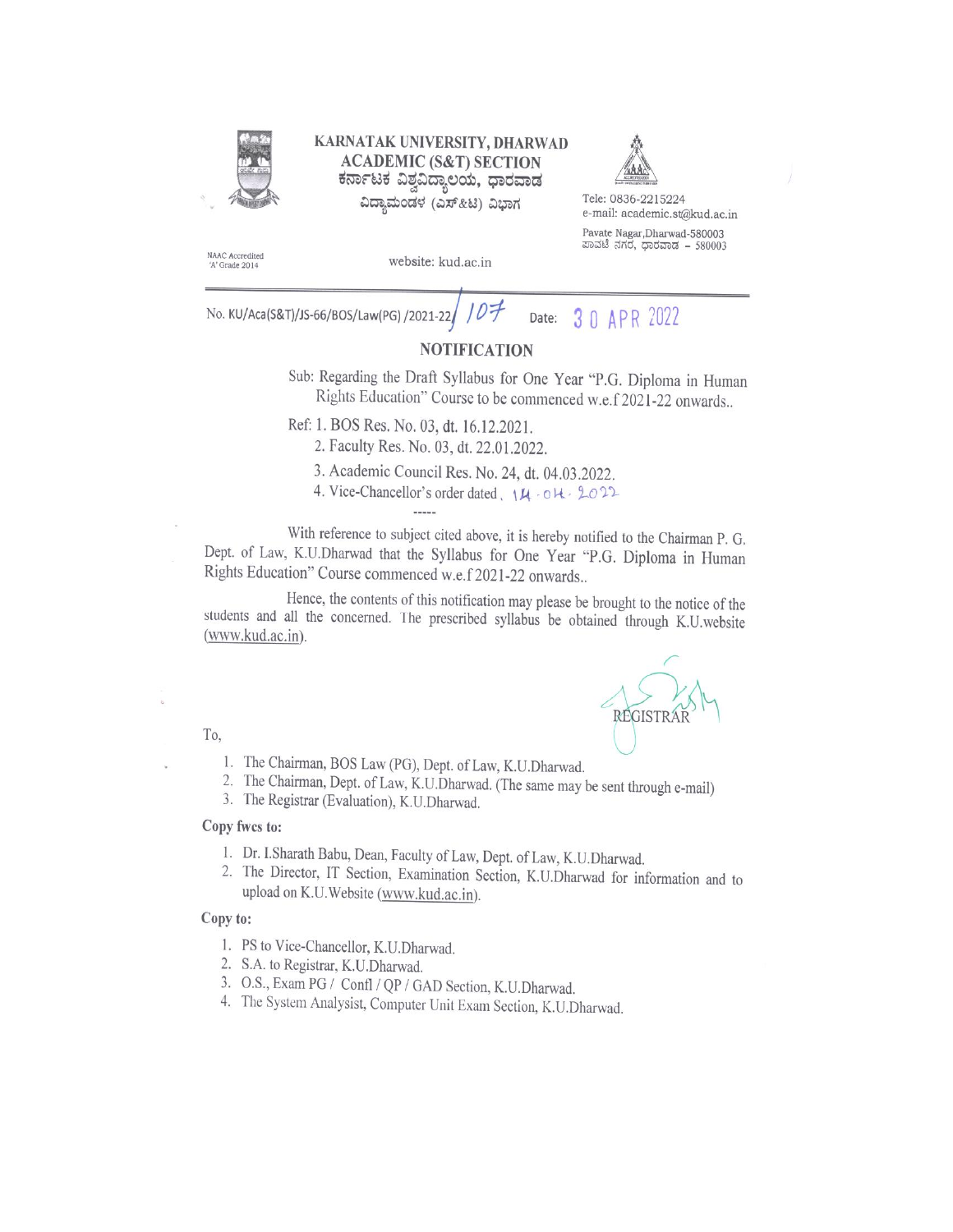# KARNATAK UNIVERSITY, DHARWAD
## ACADEMIC (S&T) SECTION
ಕರ್ನಾಟಕ ವಿಶ್ವವಿದ್ಯಾಲಯ, ಧಾರವಾಡ
ವಿದ್ಯಾಮಂಡಳ (ಎಸ್&ಟಿ) ವಿಭಾಗ

Tele: 0836-2215224
e-mail: academic.st@kud.ac.in
Pavate Nagar,Dharwad-580003
ಪಾವಟೆ ನಗರ, ಧಾರವಾಡ – 580003

NAAC Accredited
'A' Grade 2014

website: kud.ac.in

---

No. KU/Aca(S&T)/JS-66/BOS/Law(PG) /2021-22/107 Date: 30 APR 2022

## NOTIFICATION

Sub: Regarding the Draft Syllabus for One Year "P.G. Diploma in Human Rights Education" Course to be commenced w.e.f 2021-22 onwards..

Ref: 1. BOS Res. No. 03, dt. 16.12.2021.
2. Faculty Res. No. 03, dt. 22.01.2022.
3. Academic Council Res. No. 24, dt. 04.03.2022.
4. Vice-Chancellor's order dated, 14-04-2022

-----

With reference to subject cited above, it is hereby notified to the Chairman P. G. Dept. of Law, K.U.Dharwad that the Syllabus for One Year "P.G. Diploma in Human Rights Education" Course commenced w.e.f 2021-22 onwards..

Hence, the contents of this notification may please be brought to the notice of the students and all the concerned. The prescribed syllabus be obtained through K.U.website (www.kud.ac.in).

REGISTRAR

To,

1. The Chairman, BOS Law (PG), Dept. of Law, K.U.Dharwad.
2. The Chairman, Dept. of Law, K.U.Dharwad. (The same may be sent through e-mail)
3. The Registrar (Evaluation), K.U.Dharwad.

**Copy fwcs to:**

1. Dr. I.Sharath Babu, Dean, Faculty of Law, Dept. of Law, K.U.Dharwad.
2. The Director, IT Section, Examination Section, K.U.Dharwad for information and to upload on K.U.Website (www.kud.ac.in).

**Copy to:**

1. PS to Vice-Chancellor, K.U.Dharwad.
2. S.A. to Registrar, K.U.Dharwad.
3. O.S., Exam PG / Confl / QP / GAD Section, K.U.Dharwad.
4. The System Analysist, Computer Unit Exam Section, K.U.Dharwad.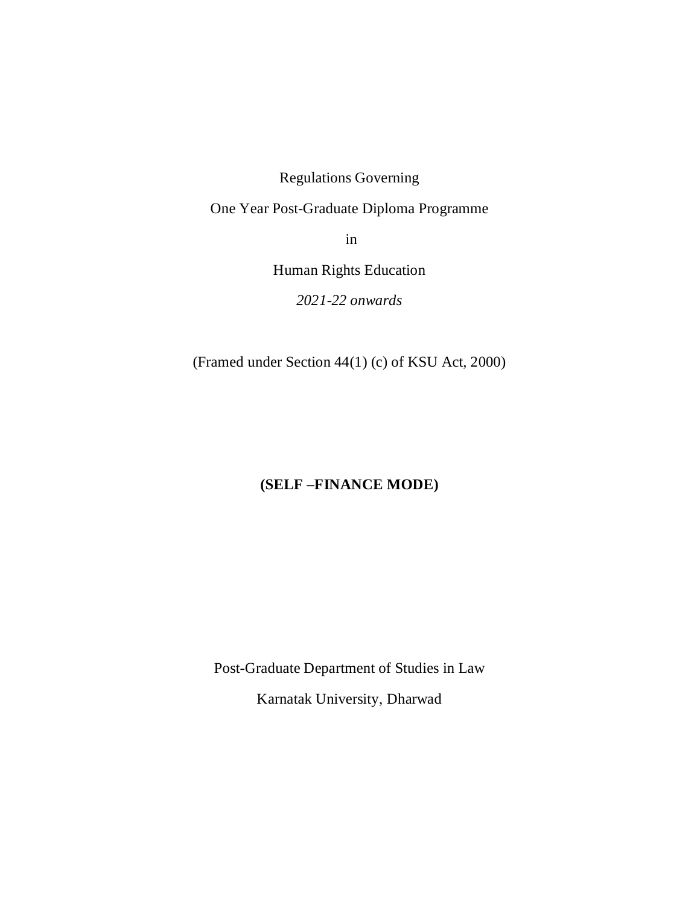Regulations Governing

One Year Post-Graduate Diploma Programme

in

Human Rights Education

*2021-22 onwards*

(Framed under Section 44(1) (c) of KSU Act, 2000)

**(SELF –FINANCE MODE)**

Post-Graduate Department of Studies in Law

Karnatak University, Dharwad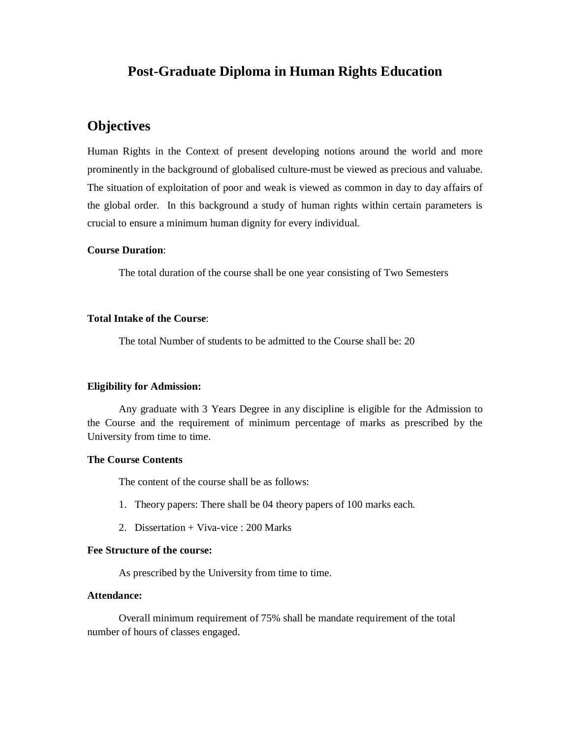# Post-Graduate Diploma in Human Rights Education

## Objectives

Human Rights in the Context of present developing notions around the world and more prominently in the background of globalised culture-must be viewed as precious and valuabe. The situation of exploitation of poor and weak is viewed as common in day to day affairs of the global order. In this background a study of human rights within certain parameters is crucial to ensure a minimum human dignity for every individual.

**Course Duration**:

The total duration of the course shall be one year consisting of Two Semesters

**Total Intake of the Course**:

The total Number of students to be admitted to the Course shall be: 20

**Eligibility for Admission:**

Any graduate with 3 Years Degree in any discipline is eligible for the Admission to the Course and the requirement of minimum percentage of marks as prescribed by the University from time to time.

**The Course Contents**

The content of the course shall be as follows:

1. Theory papers: There shall be 04 theory papers of 100 marks each.
2. Dissertation + Viva-vice : 200 Marks

**Fee Structure of the course:**

As prescribed by the University from time to time.

**Attendance:**

Overall minimum requirement of 75% shall be mandate requirement of the total number of hours of classes engaged.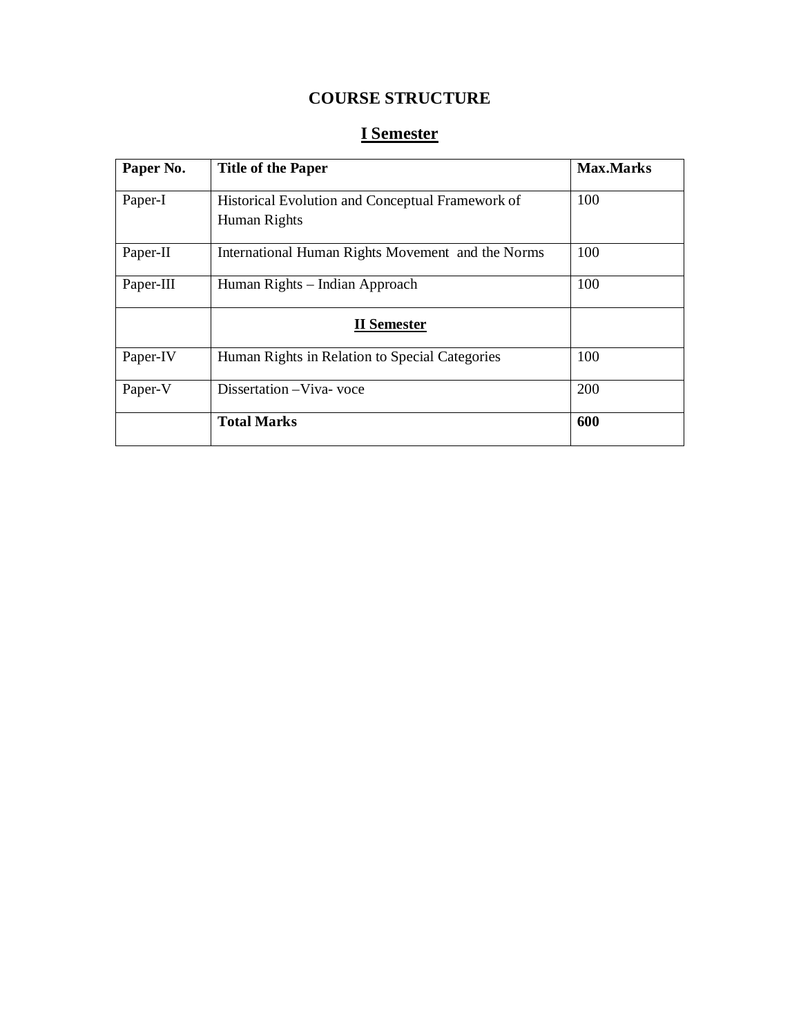# COURSE STRUCTURE

## I Semester

| Paper No. | Title of the Paper | Max.Marks |
|---|---|---|
| Paper-I | Historical Evolution and Conceptual Framework of Human Rights | 100 |
| Paper-II | International Human Rights Movement and the Norms | 100 |
| Paper-III | Human Rights – Indian Approach | 100 |
| | **II Semester** | |
| Paper-IV | Human Rights in Relation to Special Categories | 100 |
| Paper-V | Dissertation –Viva- voce | 200 |
| | **Total Marks** | **600** |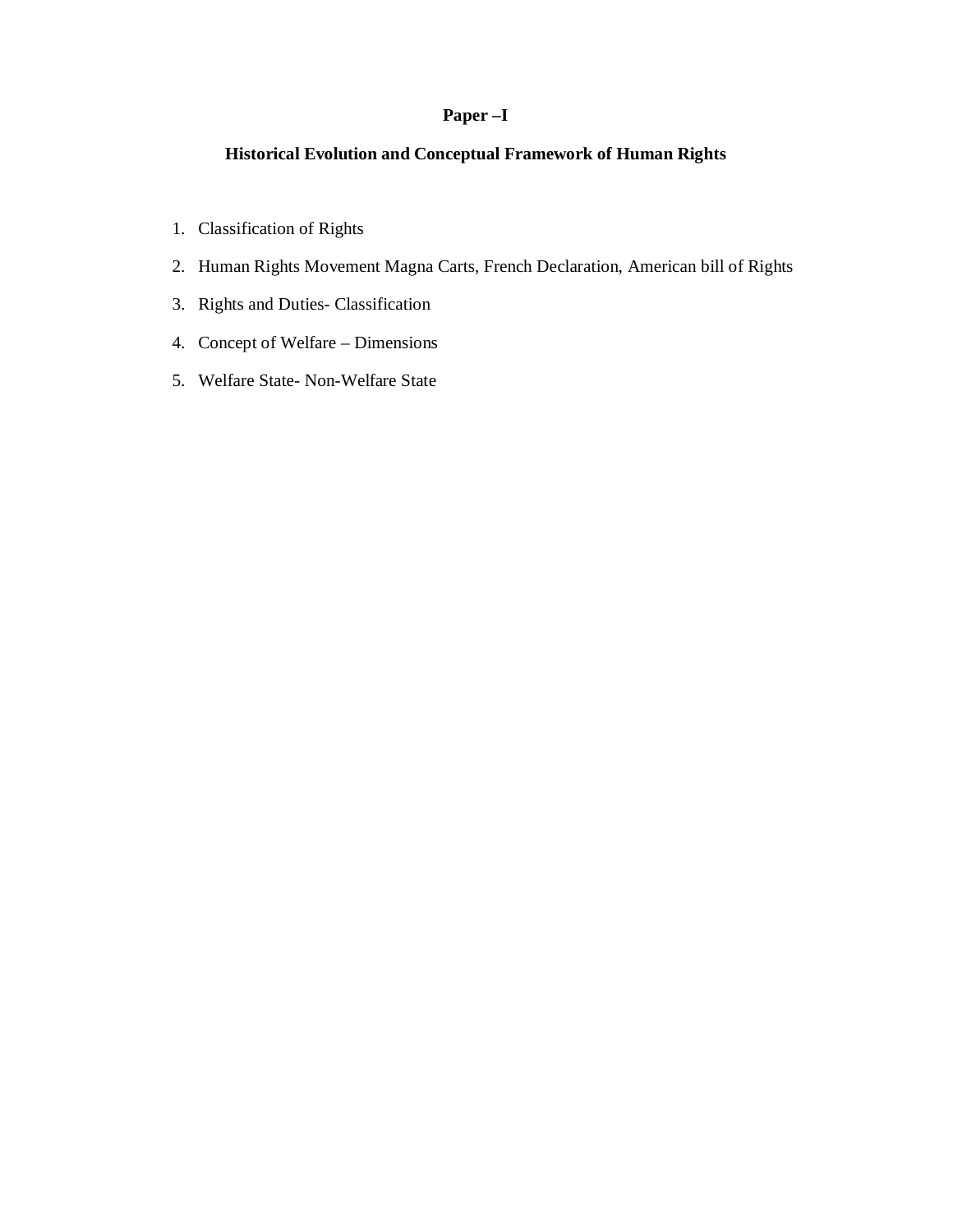# Paper –I

## Historical Evolution and Conceptual Framework of Human Rights

1. Classification of Rights
2. Human Rights Movement Magna Carts, French Declaration, American bill of Rights
3. Rights and Duties- Classification
4. Concept of Welfare – Dimensions
5. Welfare State- Non-Welfare State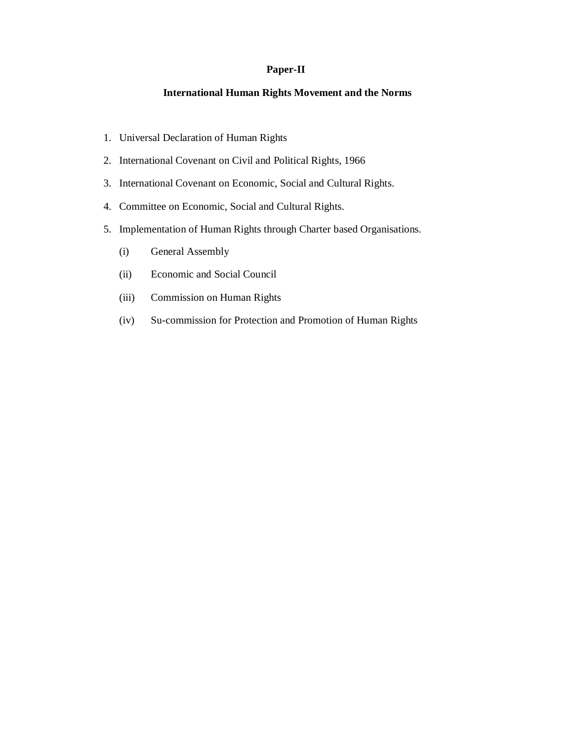**Paper-II**

**International Human Rights Movement and the Norms**

1. Universal Declaration of Human Rights
2. International Covenant on Civil and Political Rights, 1966
3. International Covenant on Economic, Social and Cultural Rights.
4. Committee on Economic, Social and Cultural Rights.
5. Implementation of Human Rights through Charter based Organisations.
   - (i) General Assembly
   - (ii) Economic and Social Council
   - (iii) Commission on Human Rights
   - (iv) Su-commission for Protection and Promotion of Human Rights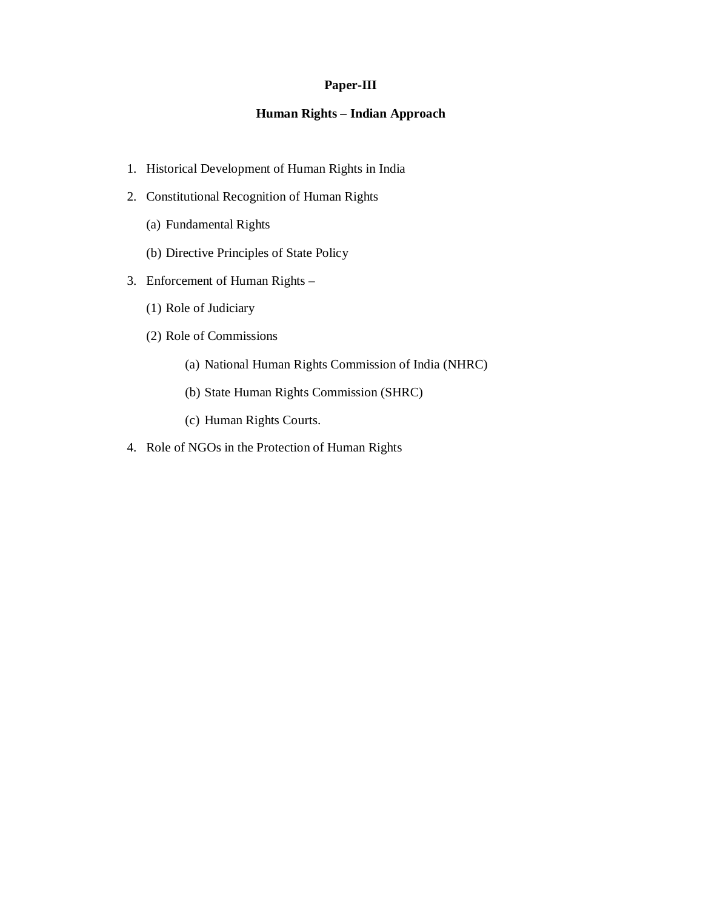**Paper-III**

**Human Rights – Indian Approach**

1. Historical Development of Human Rights in India
2. Constitutional Recognition of Human Rights
   - (a) Fundamental Rights
   - (b) Directive Principles of State Policy
3. Enforcement of Human Rights –
   - (1) Role of Judiciary
   - (2) Role of Commissions
     - (a) National Human Rights Commission of India (NHRC)
     - (b) State Human Rights Commission (SHRC)
     - (c) Human Rights Courts.
4. Role of NGOs in the Protection of Human Rights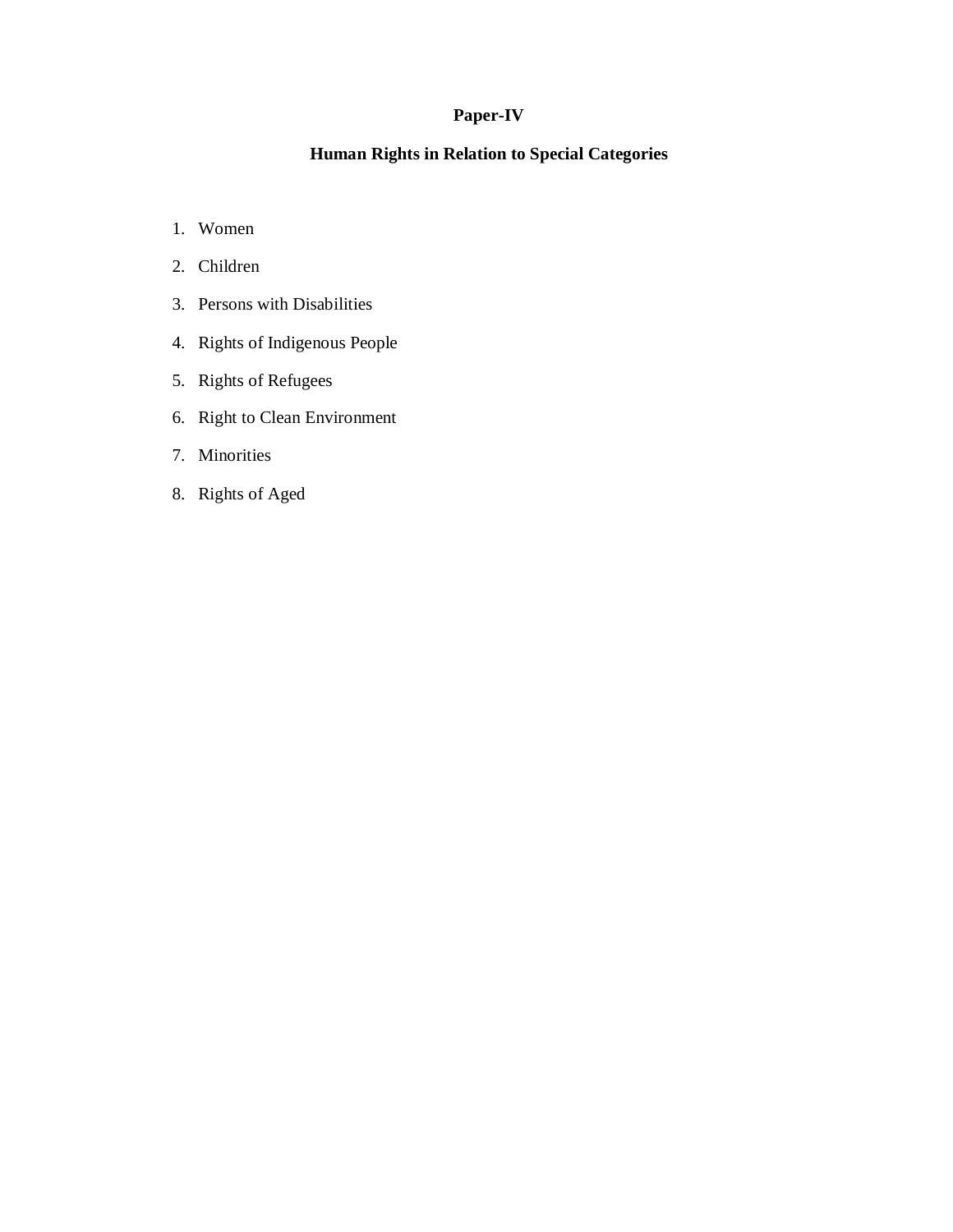# Paper-IV

## Human Rights in Relation to Special Categories

1. Women
2. Children
3. Persons with Disabilities
4. Rights of Indigenous People
5. Rights of Refugees
6. Right to Clean Environment
7. Minorities
8. Rights of Aged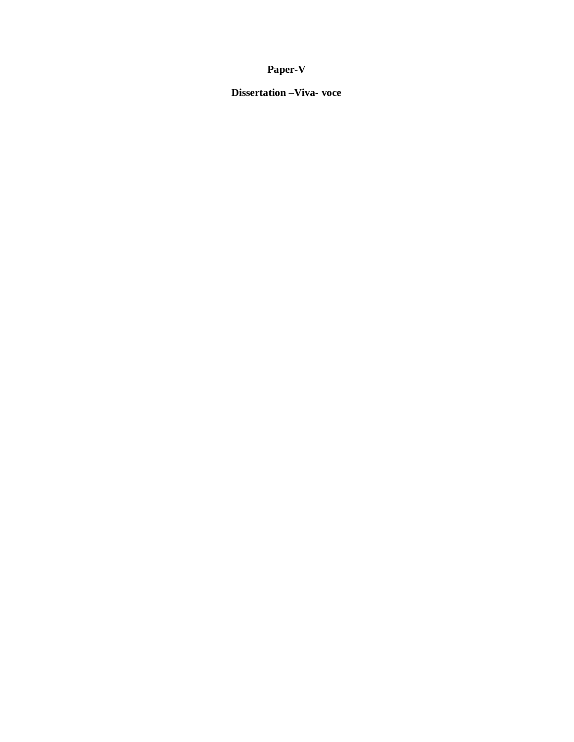**Paper-V**

**Dissertation –Viva- voce**